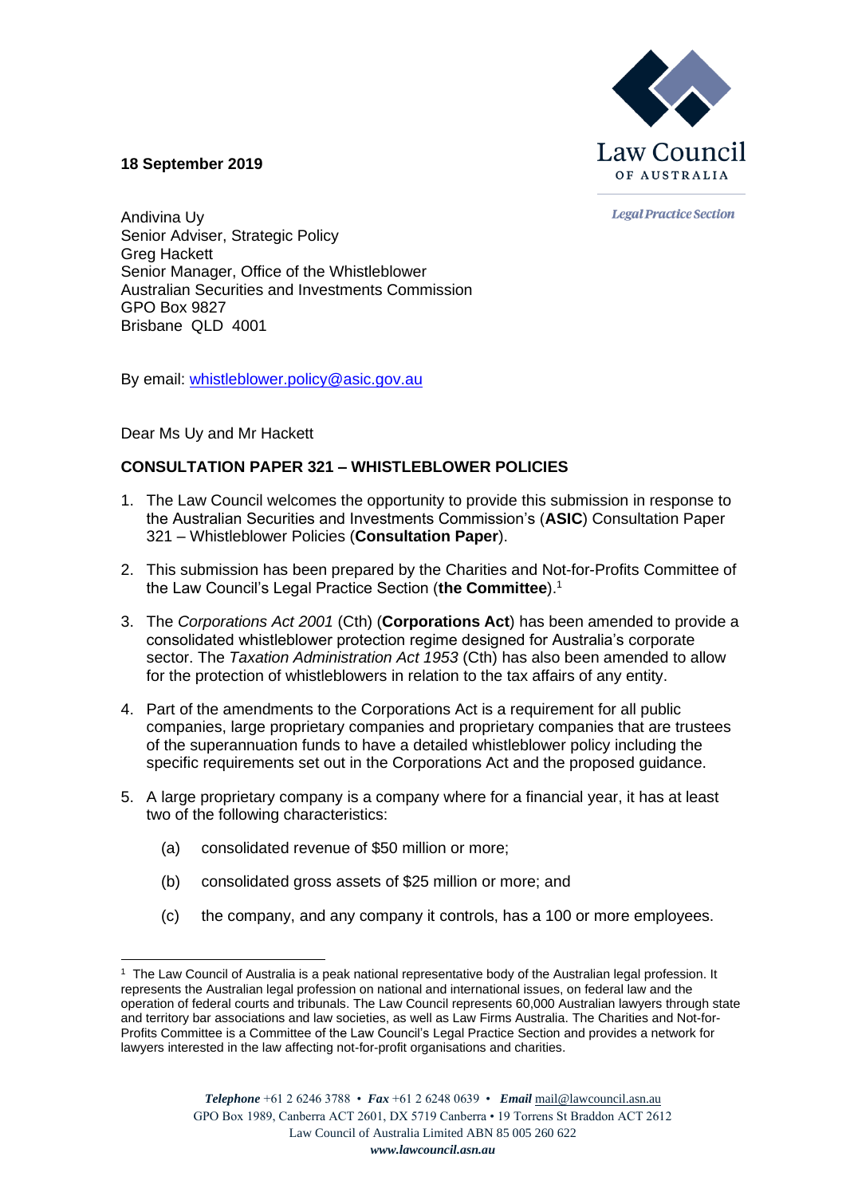Law Council OF AUSTRALIA

*Legal Practice Section*

**18 September 2019**

Andivina Uy
Senior Adviser, Strategic Policy
Greg Hackett
Senior Manager, Office of the Whistleblower
Australian Securities and Investments Commission
GPO Box 9827
Brisbane QLD 4001

By email: whistleblower.policy@asic.gov.au

Dear Ms Uy and Mr Hackett

**CONSULTATION PAPER 321 – WHISTLEBLOWER POLICIES**

1. The Law Council welcomes the opportunity to provide this submission in response to the Australian Securities and Investments Commission's (**ASIC**) Consultation Paper 321 – Whistleblower Policies (**Consultation Paper**).

2. This submission has been prepared by the Charities and Not-for-Profits Committee of the Law Council's Legal Practice Section (**the Committee**).[1]

3. The *Corporations Act 2001* (Cth) (**Corporations Act**) has been amended to provide a consolidated whistleblower protection regime designed for Australia's corporate sector. The *Taxation Administration Act 1953* (Cth) has also been amended to allow for the protection of whistleblowers in relation to the tax affairs of any entity.

4. Part of the amendments to the Corporations Act is a requirement for all public companies, large proprietary companies and proprietary companies that are trustees of the superannuation funds to have a detailed whistleblower policy including the specific requirements set out in the Corporations Act and the proposed guidance.

5. A large proprietary company is a company where for a financial year, it has at least two of the following characteristics:

   (a) consolidated revenue of $50 million or more;

   (b) consolidated gross assets of $25 million or more; and

   (c) the company, and any company it controls, has a 100 or more employees.

---

[1] The Law Council of Australia is a peak national representative body of the Australian legal profession. It represents the Australian legal profession on national and international issues, on federal law and the operation of federal courts and tribunals. The Law Council represents 60,000 Australian lawyers through state and territory bar associations and law societies, as well as Law Firms Australia. The Charities and Not-for-Profits Committee is a Committee of the Law Council's Legal Practice Section and provides a network for lawyers interested in the law affecting not-for-profit organisations and charities.

*Telephone* +61 2 6246 3788 • *Fax* +61 2 6248 0639 • *Email* mail@lawcouncil.asn.au
GPO Box 1989, Canberra ACT 2601, DX 5719 Canberra • 19 Torrens St Braddon ACT 2612
Law Council of Australia Limited ABN 85 005 260 622
*www.lawcouncil.asn.au*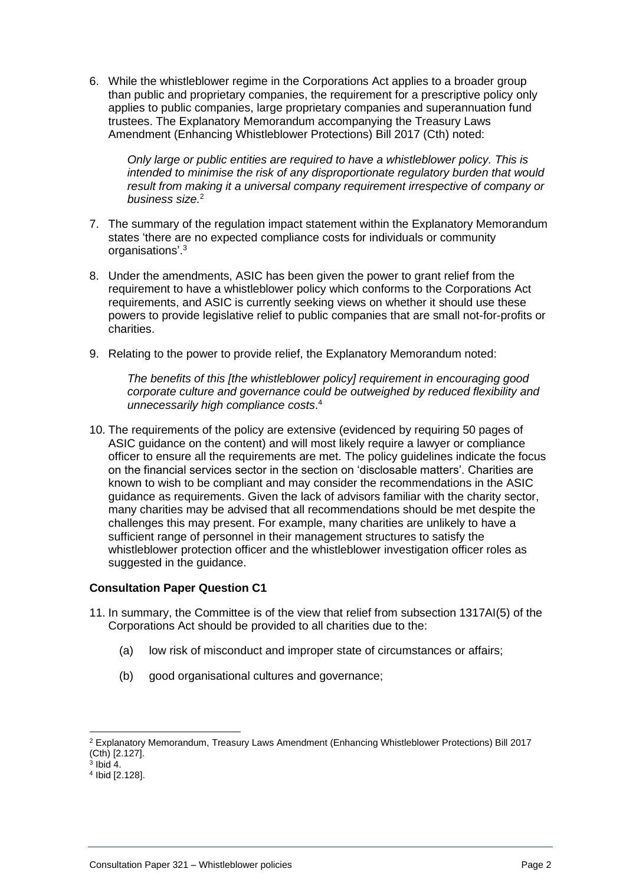6. While the whistleblower regime in the Corporations Act applies to a broader group than public and proprietary companies, the requirement for a prescriptive policy only applies to public companies, large proprietary companies and superannuation fund trustees. The Explanatory Memorandum accompanying the Treasury Laws Amendment (Enhancing Whistleblower Protections) Bill 2017 (Cth) noted:

   *Only large or public entities are required to have a whistleblower policy. This is intended to minimise the risk of any disproportionate regulatory burden that would result from making it a universal company requirement irrespective of company or business size.*[2]

7. The summary of the regulation impact statement within the Explanatory Memorandum states 'there are no expected compliance costs for individuals or community organisations'.[3]

8. Under the amendments, ASIC has been given the power to grant relief from the requirement to have a whistleblower policy which conforms to the Corporations Act requirements, and ASIC is currently seeking views on whether it should use these powers to provide legislative relief to public companies that are small not-for-profits or charities.

9. Relating to the power to provide relief, the Explanatory Memorandum noted:

   *The benefits of this [the whistleblower policy] requirement in encouraging good corporate culture and governance could be outweighed by reduced flexibility and unnecessarily high compliance costs*.[4]

10. The requirements of the policy are extensive (evidenced by requiring 50 pages of ASIC guidance on the content) and will most likely require a lawyer or compliance officer to ensure all the requirements are met. The policy guidelines indicate the focus on the financial services sector in the section on 'disclosable matters'. Charities are known to wish to be compliant and may consider the recommendations in the ASIC guidance as requirements. Given the lack of advisors familiar with the charity sector, many charities may be advised that all recommendations should be met despite the challenges this may present. For example, many charities are unlikely to have a sufficient range of personnel in their management structures to satisfy the whistleblower protection officer and the whistleblower investigation officer roles as suggested in the guidance.

**Consultation Paper Question C1**

11. In summary, the Committee is of the view that relief from subsection 1317AI(5) of the Corporations Act should be provided to all charities due to the:

    (a) low risk of misconduct and improper state of circumstances or affairs;

    (b) good organisational cultures and governance;

---

[2] Explanatory Memorandum, Treasury Laws Amendment (Enhancing Whistleblower Protections) Bill 2017 (Cth) [2.127].

[3] Ibid 4.

[4] Ibid [2.128].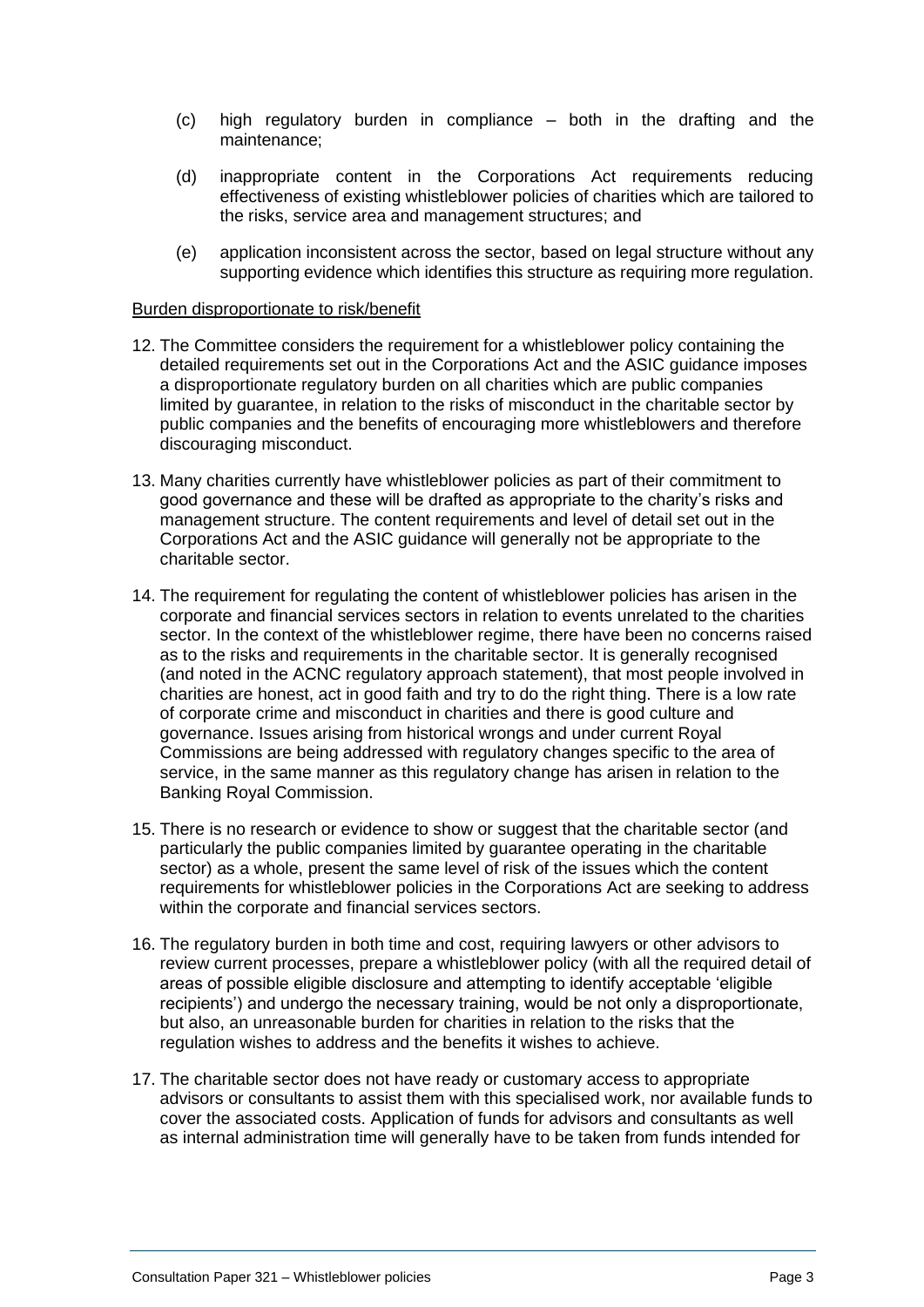(c) high regulatory burden in compliance – both in the drafting and the maintenance;

(d) inappropriate content in the Corporations Act requirements reducing effectiveness of existing whistleblower policies of charities which are tailored to the risks, service area and management structures; and

(e) application inconsistent across the sector, based on legal structure without any supporting evidence which identifies this structure as requiring more regulation.

<u>Burden disproportionate to risk/benefit</u>

12. The Committee considers the requirement for a whistleblower policy containing the detailed requirements set out in the Corporations Act and the ASIC guidance imposes a disproportionate regulatory burden on all charities which are public companies limited by guarantee, in relation to the risks of misconduct in the charitable sector by public companies and the benefits of encouraging more whistleblowers and therefore discouraging misconduct.

13. Many charities currently have whistleblower policies as part of their commitment to good governance and these will be drafted as appropriate to the charity's risks and management structure. The content requirements and level of detail set out in the Corporations Act and the ASIC guidance will generally not be appropriate to the charitable sector.

14. The requirement for regulating the content of whistleblower policies has arisen in the corporate and financial services sectors in relation to events unrelated to the charities sector. In the context of the whistleblower regime, there have been no concerns raised as to the risks and requirements in the charitable sector. It is generally recognised (and noted in the ACNC regulatory approach statement), that most people involved in charities are honest, act in good faith and try to do the right thing. There is a low rate of corporate crime and misconduct in charities and there is good culture and governance. Issues arising from historical wrongs and under current Royal Commissions are being addressed with regulatory changes specific to the area of service, in the same manner as this regulatory change has arisen in relation to the Banking Royal Commission.

15. There is no research or evidence to show or suggest that the charitable sector (and particularly the public companies limited by guarantee operating in the charitable sector) as a whole, present the same level of risk of the issues which the content requirements for whistleblower policies in the Corporations Act are seeking to address within the corporate and financial services sectors.

16. The regulatory burden in both time and cost, requiring lawyers or other advisors to review current processes, prepare a whistleblower policy (with all the required detail of areas of possible eligible disclosure and attempting to identify acceptable 'eligible recipients') and undergo the necessary training, would be not only a disproportionate, but also, an unreasonable burden for charities in relation to the risks that the regulation wishes to address and the benefits it wishes to achieve.

17. The charitable sector does not have ready or customary access to appropriate advisors or consultants to assist them with this specialised work, nor available funds to cover the associated costs. Application of funds for advisors and consultants as well as internal administration time will generally have to be taken from funds intended for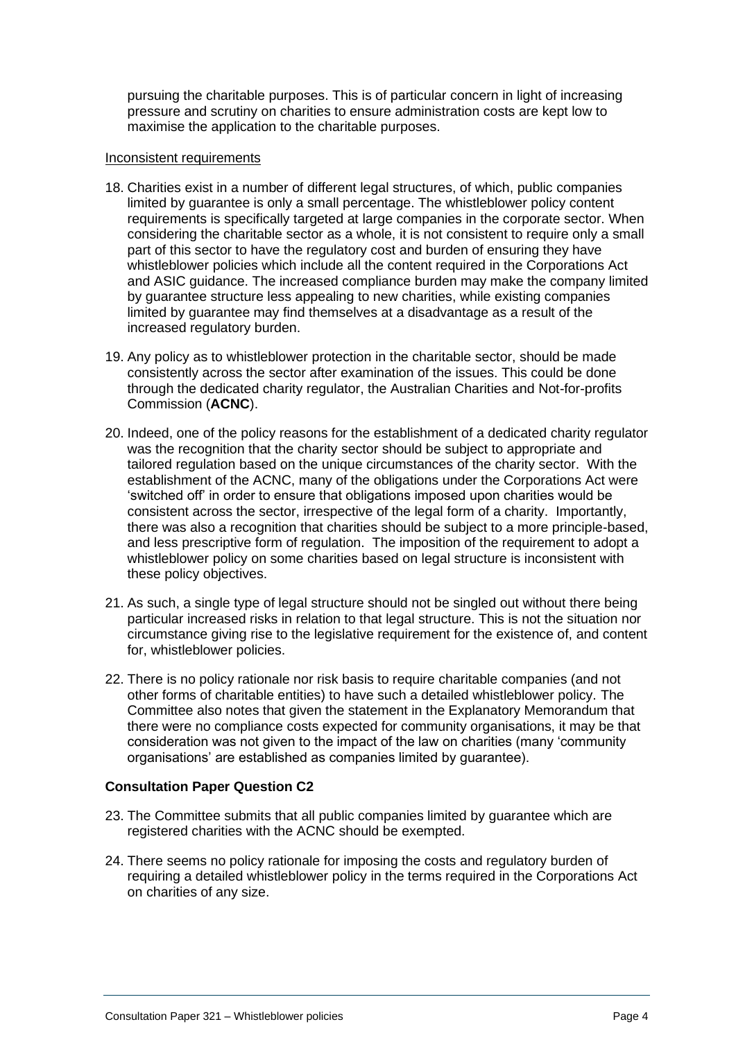pursuing the charitable purposes. This is of particular concern in light of increasing pressure and scrutiny on charities to ensure administration costs are kept low to maximise the application to the charitable purposes.

Inconsistent requirements

18. Charities exist in a number of different legal structures, of which, public companies limited by guarantee is only a small percentage. The whistleblower policy content requirements is specifically targeted at large companies in the corporate sector. When considering the charitable sector as a whole, it is not consistent to require only a small part of this sector to have the regulatory cost and burden of ensuring they have whistleblower policies which include all the content required in the Corporations Act and ASIC guidance. The increased compliance burden may make the company limited by guarantee structure less appealing to new charities, while existing companies limited by guarantee may find themselves at a disadvantage as a result of the increased regulatory burden.

19. Any policy as to whistleblower protection in the charitable sector, should be made consistently across the sector after examination of the issues. This could be done through the dedicated charity regulator, the Australian Charities and Not-for-profits Commission (**ACNC**).

20. Indeed, one of the policy reasons for the establishment of a dedicated charity regulator was the recognition that the charity sector should be subject to appropriate and tailored regulation based on the unique circumstances of the charity sector. With the establishment of the ACNC, many of the obligations under the Corporations Act were 'switched off' in order to ensure that obligations imposed upon charities would be consistent across the sector, irrespective of the legal form of a charity. Importantly, there was also a recognition that charities should be subject to a more principle-based, and less prescriptive form of regulation. The imposition of the requirement to adopt a whistleblower policy on some charities based on legal structure is inconsistent with these policy objectives.

21. As such, a single type of legal structure should not be singled out without there being particular increased risks in relation to that legal structure. This is not the situation nor circumstance giving rise to the legislative requirement for the existence of, and content for, whistleblower policies.

22. There is no policy rationale nor risk basis to require charitable companies (and not other forms of charitable entities) to have such a detailed whistleblower policy. The Committee also notes that given the statement in the Explanatory Memorandum that there were no compliance costs expected for community organisations, it may be that consideration was not given to the impact of the law on charities (many 'community organisations' are established as companies limited by guarantee).

**Consultation Paper Question C2**

23. The Committee submits that all public companies limited by guarantee which are registered charities with the ACNC should be exempted.

24. There seems no policy rationale for imposing the costs and regulatory burden of requiring a detailed whistleblower policy in the terms required in the Corporations Act on charities of any size.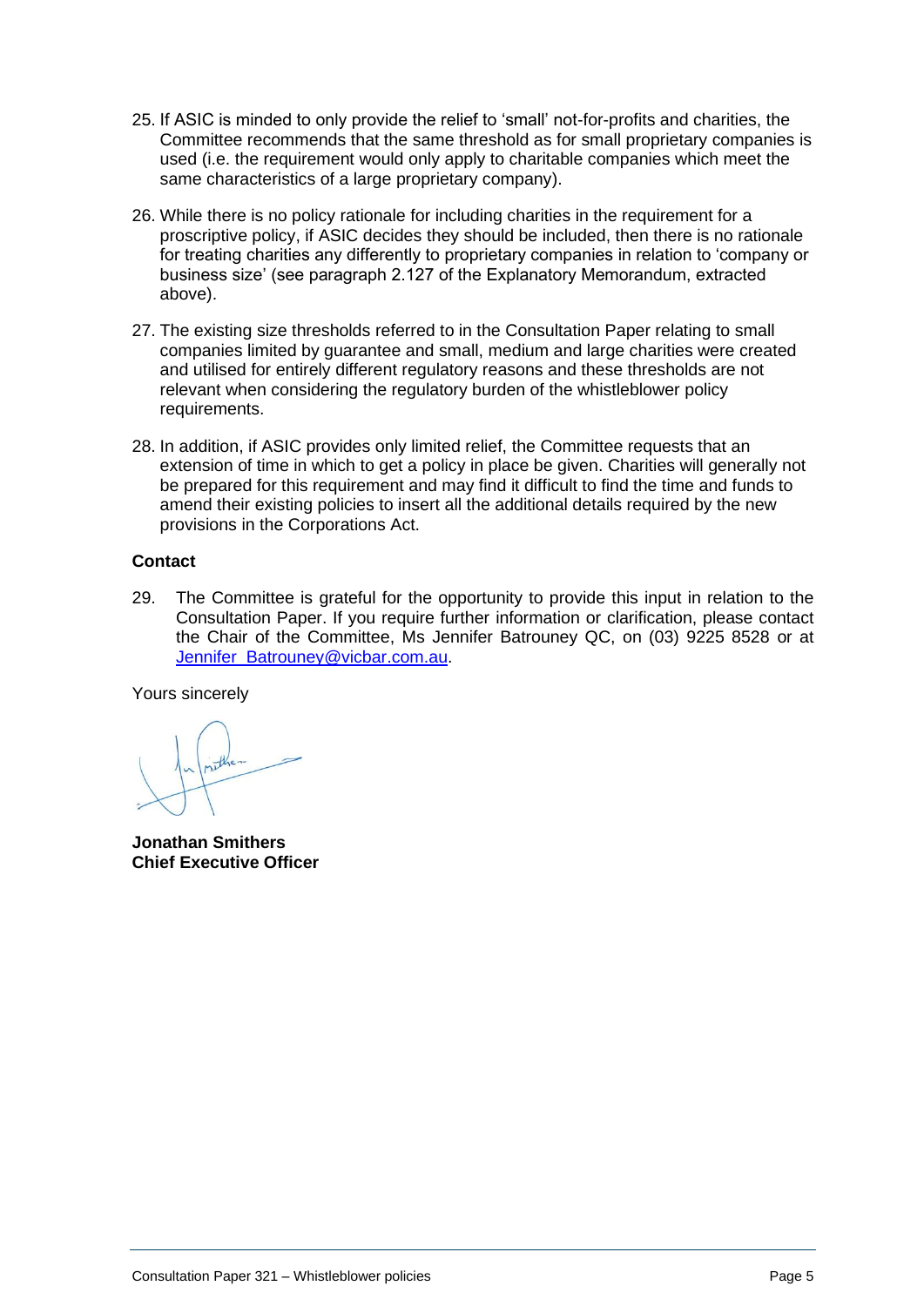25. If ASIC is minded to only provide the relief to 'small' not-for-profits and charities, the Committee recommends that the same threshold as for small proprietary companies is used (i.e. the requirement would only apply to charitable companies which meet the same characteristics of a large proprietary company).

26. While there is no policy rationale for including charities in the requirement for a proscriptive policy, if ASIC decides they should be included, then there is no rationale for treating charities any differently to proprietary companies in relation to 'company or business size' (see paragraph 2.127 of the Explanatory Memorandum, extracted above).

27. The existing size thresholds referred to in the Consultation Paper relating to small companies limited by guarantee and small, medium and large charities were created and utilised for entirely different regulatory reasons and these thresholds are not relevant when considering the regulatory burden of the whistleblower policy requirements.

28. In addition, if ASIC provides only limited relief, the Committee requests that an extension of time in which to get a policy in place be given. Charities will generally not be prepared for this requirement and may find it difficult to find the time and funds to amend their existing policies to insert all the additional details required by the new provisions in the Corporations Act.

**Contact**

29. The Committee is grateful for the opportunity to provide this input in relation to the Consultation Paper. If you require further information or clarification, please contact the Chair of the Committee, Ms Jennifer Batrouney QC, on (03) 9225 8528 or at Jennifer_Batrouney@vicbar.com.au.

Yours sincerely

**Jonathan Smithers**
**Chief Executive Officer**